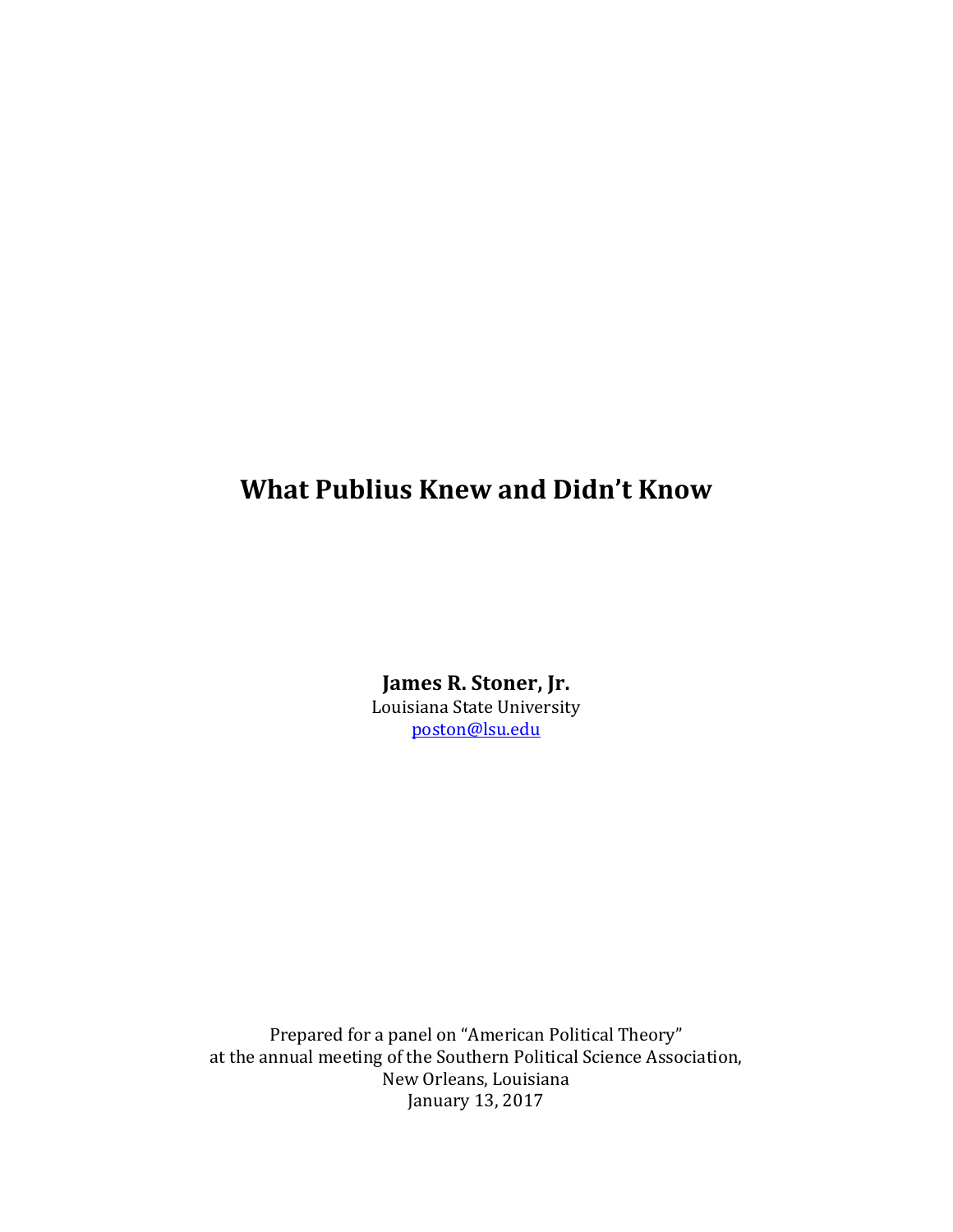# What Publius Knew and Didn't Know

**James R. Stoner, Jr.**
Louisiana State University
poston@lsu.edu

Prepared for a panel on "American Political Theory"
at the annual meeting of the Southern Political Science Association,
New Orleans, Louisiana
January 13, 2017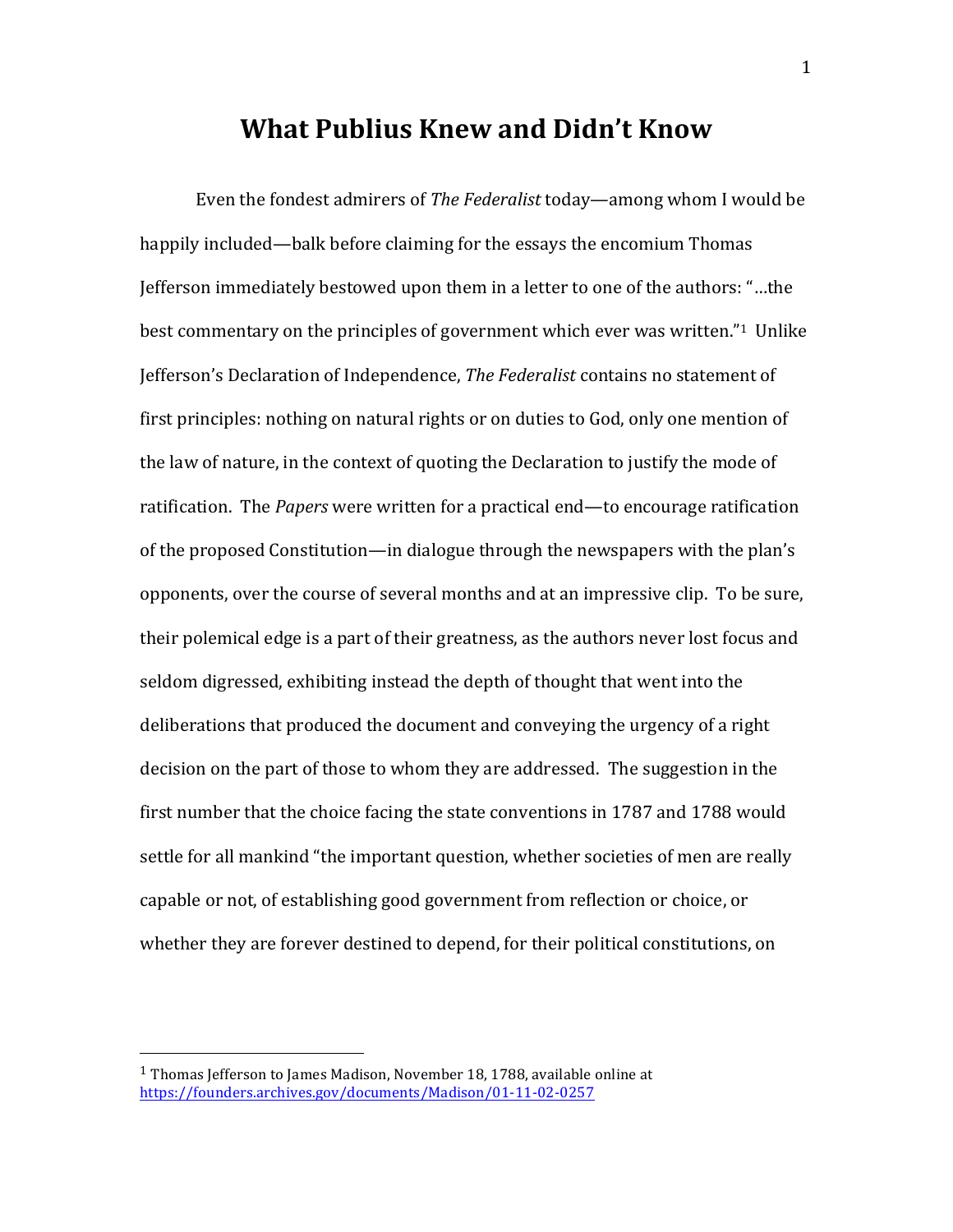# What Publius Knew and Didn't Know

Even the fondest admirers of *The Federalist* today—among whom I would be happily included—balk before claiming for the essays the encomium Thomas Jefferson immediately bestowed upon them in a letter to one of the authors: "…the best commentary on the principles of government which ever was written."[1] Unlike Jefferson's Declaration of Independence, *The Federalist* contains no statement of first principles: nothing on natural rights or on duties to God, only one mention of the law of nature, in the context of quoting the Declaration to justify the mode of ratification. The *Papers* were written for a practical end—to encourage ratification of the proposed Constitution—in dialogue through the newspapers with the plan's opponents, over the course of several months and at an impressive clip. To be sure, their polemical edge is a part of their greatness, as the authors never lost focus and seldom digressed, exhibiting instead the depth of thought that went into the deliberations that produced the document and conveying the urgency of a right decision on the part of those to whom they are addressed. The suggestion in the first number that the choice facing the state conventions in 1787 and 1788 would settle for all mankind "the important question, whether societies of men are really capable or not, of establishing good government from reflection or choice, or whether they are forever destined to depend, for their political constitutions, on

---

[1] Thomas Jefferson to James Madison, November 18, 1788, available online at https://founders.archives.gov/documents/Madison/01-11-02-0257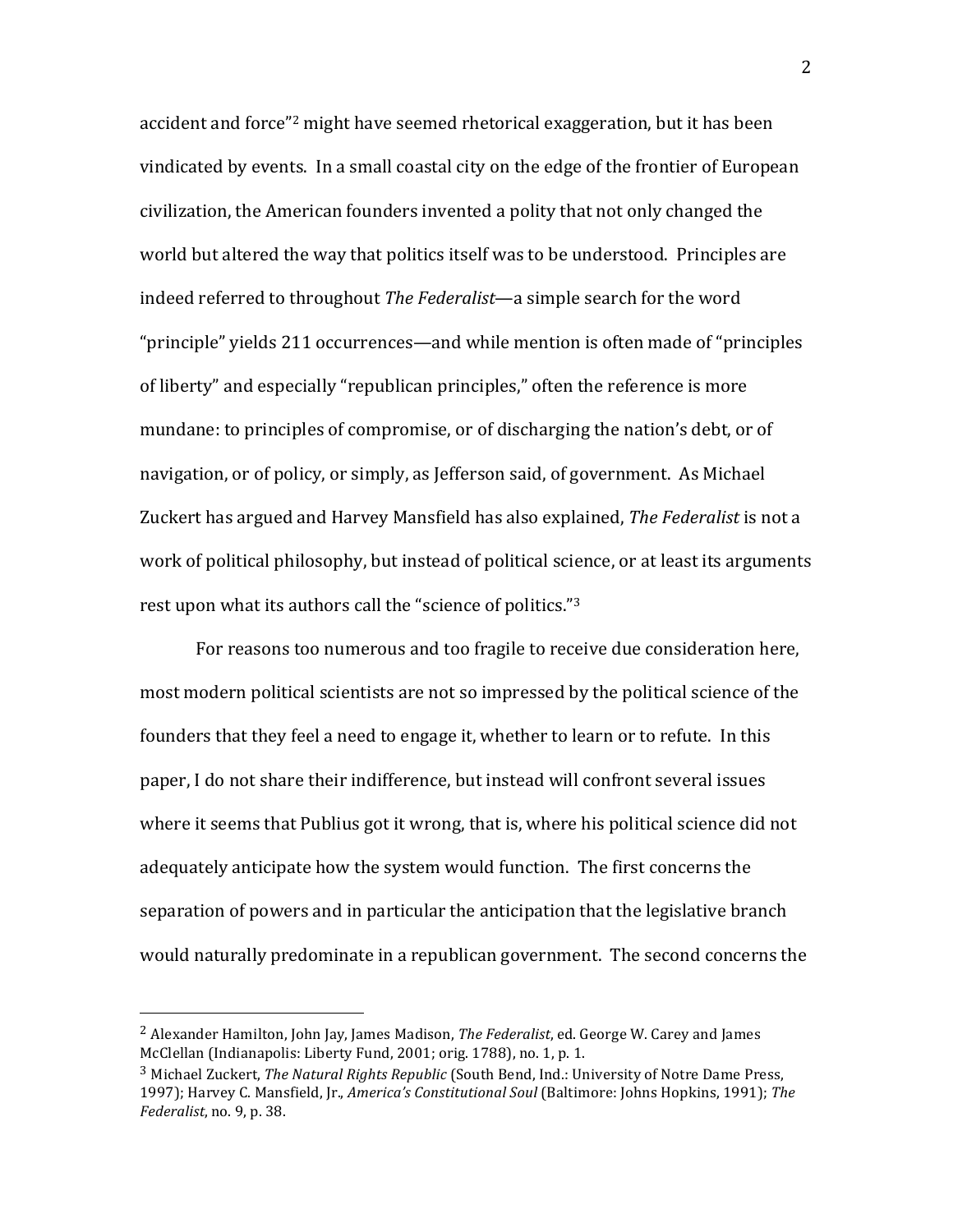accident and force"[2] might have seemed rhetorical exaggeration, but it has been vindicated by events. In a small coastal city on the edge of the frontier of European civilization, the American founders invented a polity that not only changed the world but altered the way that politics itself was to be understood. Principles are indeed referred to throughout *The Federalist*—a simple search for the word "principle" yields 211 occurrences—and while mention is often made of "principles of liberty" and especially "republican principles," often the reference is more mundane: to principles of compromise, or of discharging the nation's debt, or of navigation, or of policy, or simply, as Jefferson said, of government. As Michael Zuckert has argued and Harvey Mansfield has also explained, *The Federalist* is not a work of political philosophy, but instead of political science, or at least its arguments rest upon what its authors call the "science of politics."[3]

For reasons too numerous and too fragile to receive due consideration here, most modern political scientists are not so impressed by the political science of the founders that they feel a need to engage it, whether to learn or to refute. In this paper, I do not share their indifference, but instead will confront several issues where it seems that Publius got it wrong, that is, where his political science did not adequately anticipate how the system would function. The first concerns the separation of powers and in particular the anticipation that the legislative branch would naturally predominate in a republican government. The second concerns the

---

[2] Alexander Hamilton, John Jay, James Madison, *The Federalist*, ed. George W. Carey and James McClellan (Indianapolis: Liberty Fund, 2001; orig. 1788), no. 1, p. 1.

[3] Michael Zuckert, *The Natural Rights Republic* (South Bend, Ind.: University of Notre Dame Press, 1997); Harvey C. Mansfield, Jr., *America's Constitutional Soul* (Baltimore: Johns Hopkins, 1991); *The Federalist*, no. 9, p. 38.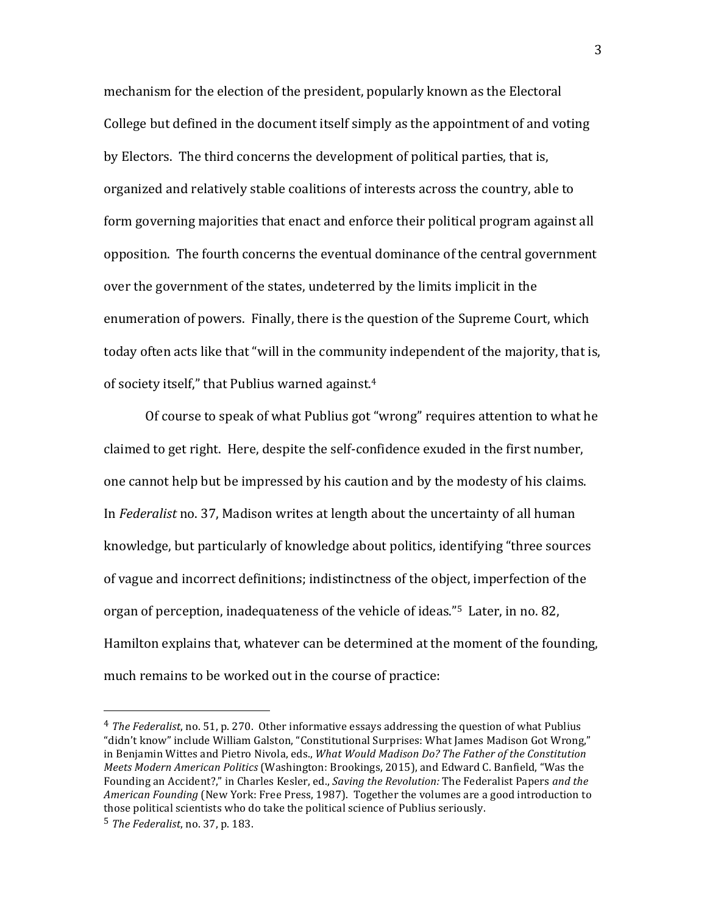mechanism for the election of the president, popularly known as the Electoral College but defined in the document itself simply as the appointment of and voting by Electors. The third concerns the development of political parties, that is, organized and relatively stable coalitions of interests across the country, able to form governing majorities that enact and enforce their political program against all opposition. The fourth concerns the eventual dominance of the central government over the government of the states, undeterred by the limits implicit in the enumeration of powers. Finally, there is the question of the Supreme Court, which today often acts like that "will in the community independent of the majority, that is, of society itself," that Publius warned against.[4]

Of course to speak of what Publius got "wrong" requires attention to what he claimed to get right. Here, despite the self-confidence exuded in the first number, one cannot help but be impressed by his caution and by the modesty of his claims. In *Federalist* no. 37, Madison writes at length about the uncertainty of all human knowledge, but particularly of knowledge about politics, identifying "three sources of vague and incorrect definitions; indistinctness of the object, imperfection of the organ of perception, inadequateness of the vehicle of ideas."[5] Later, in no. 82, Hamilton explains that, whatever can be determined at the moment of the founding, much remains to be worked out in the course of practice:

---

[4] *The Federalist*, no. 51, p. 270. Other informative essays addressing the question of what Publius "didn't know" include William Galston, "Constitutional Surprises: What James Madison Got Wrong," in Benjamin Wittes and Pietro Nivola, eds., *What Would Madison Do? The Father of the Constitution Meets Modern American Politics* (Washington: Brookings, 2015), and Edward C. Banfield, "Was the Founding an Accident?," in Charles Kesler, ed., *Saving the Revolution:* The Federalist Papers *and the American Founding* (New York: Free Press, 1987). Together the volumes are a good introduction to those political scientists who do take the political science of Publius seriously.

[5] *The Federalist*, no. 37, p. 183.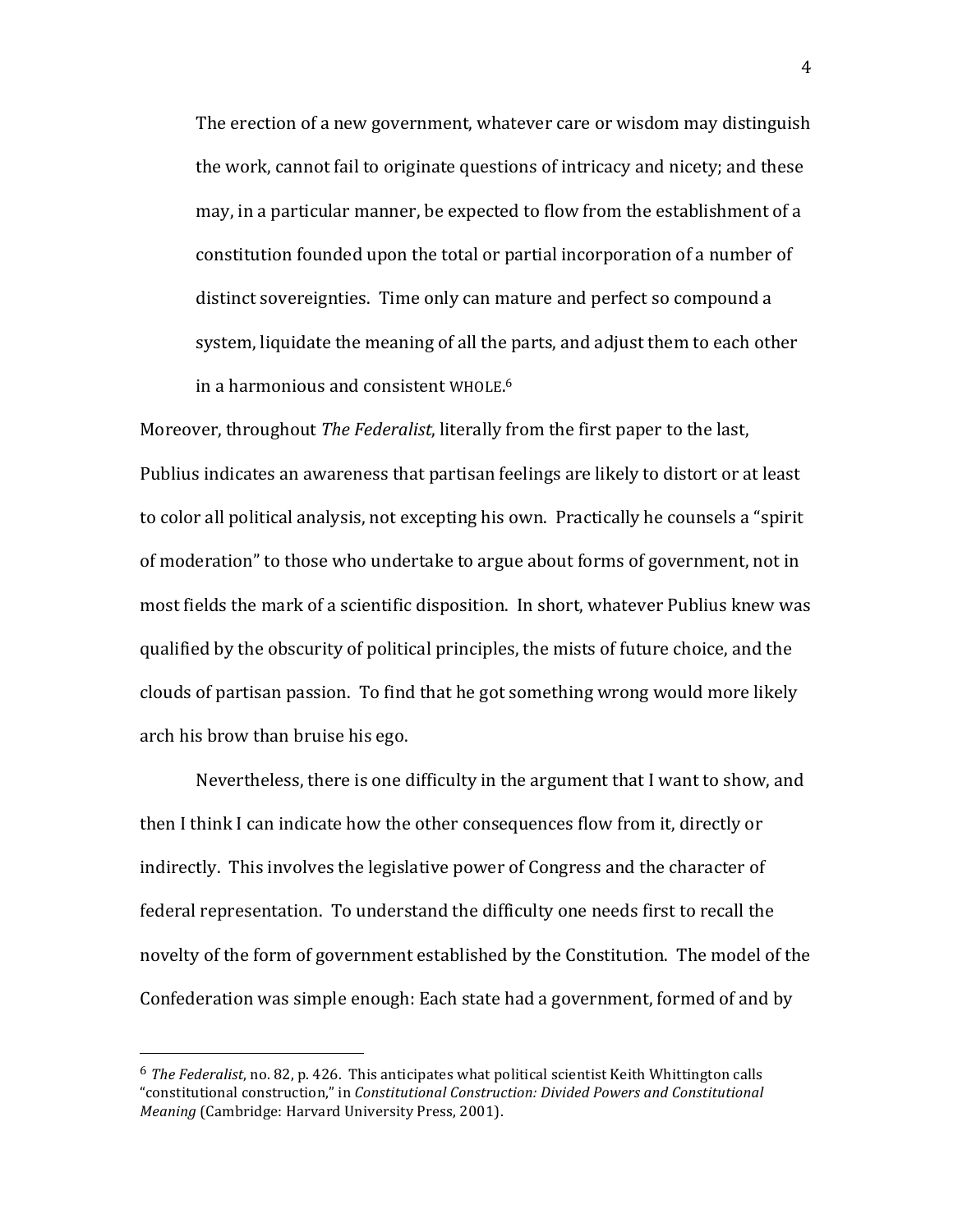> The erection of a new government, whatever care or wisdom may distinguish the work, cannot fail to originate questions of intricacy and nicety; and these may, in a particular manner, be expected to flow from the establishment of a constitution founded upon the total or partial incorporation of a number of distinct sovereignties. Time only can mature and perfect so compound a system, liquidate the meaning of all the parts, and adjust them to each other in a harmonious and consistent WHOLE.[6]

Moreover, throughout *The Federalist*, literally from the first paper to the last, Publius indicates an awareness that partisan feelings are likely to distort or at least to color all political analysis, not excepting his own. Practically he counsels a "spirit of moderation" to those who undertake to argue about forms of government, not in most fields the mark of a scientific disposition. In short, whatever Publius knew was qualified by the obscurity of political principles, the mists of future choice, and the clouds of partisan passion. To find that he got something wrong would more likely arch his brow than bruise his ego.

Nevertheless, there is one difficulty in the argument that I want to show, and then I think I can indicate how the other consequences flow from it, directly or indirectly. This involves the legislative power of Congress and the character of federal representation. To understand the difficulty one needs first to recall the novelty of the form of government established by the Constitution. The model of the Confederation was simple enough: Each state had a government, formed of and by

---

[6] *The Federalist*, no. 82, p. 426. This anticipates what political scientist Keith Whittington calls "constitutional construction," in *Constitutional Construction: Divided Powers and Constitutional Meaning* (Cambridge: Harvard University Press, 2001).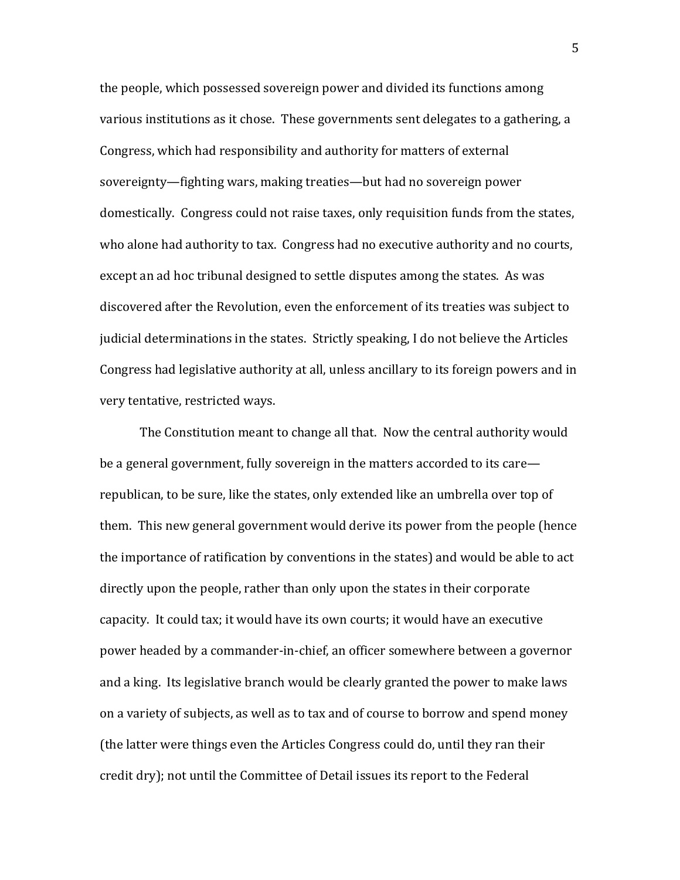the people, which possessed sovereign power and divided its functions among various institutions as it chose. These governments sent delegates to a gathering, a Congress, which had responsibility and authority for matters of external sovereignty—fighting wars, making treaties—but had no sovereign power domestically. Congress could not raise taxes, only requisition funds from the states, who alone had authority to tax. Congress had no executive authority and no courts, except an ad hoc tribunal designed to settle disputes among the states. As was discovered after the Revolution, even the enforcement of its treaties was subject to judicial determinations in the states. Strictly speaking, I do not believe the Articles Congress had legislative authority at all, unless ancillary to its foreign powers and in very tentative, restricted ways.

The Constitution meant to change all that. Now the central authority would be a general government, fully sovereign in the matters accorded to its care—republican, to be sure, like the states, only extended like an umbrella over top of them. This new general government would derive its power from the people (hence the importance of ratification by conventions in the states) and would be able to act directly upon the people, rather than only upon the states in their corporate capacity. It could tax; it would have its own courts; it would have an executive power headed by a commander-in-chief, an officer somewhere between a governor and a king. Its legislative branch would be clearly granted the power to make laws on a variety of subjects, as well as to tax and of course to borrow and spend money (the latter were things even the Articles Congress could do, until they ran their credit dry); not until the Committee of Detail issues its report to the Federal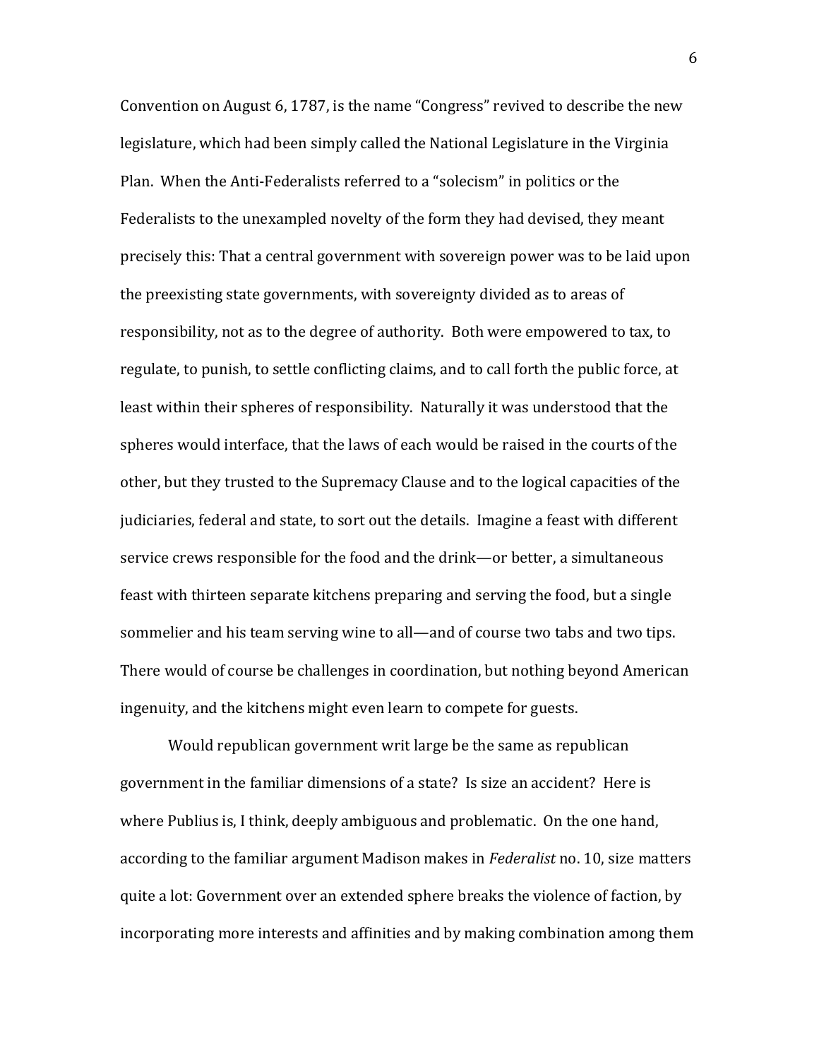Convention on August 6, 1787, is the name "Congress" revived to describe the new legislature, which had been simply called the National Legislature in the Virginia Plan. When the Anti-Federalists referred to a "solecism" in politics or the Federalists to the unexampled novelty of the form they had devised, they meant precisely this: That a central government with sovereign power was to be laid upon the preexisting state governments, with sovereignty divided as to areas of responsibility, not as to the degree of authority. Both were empowered to tax, to regulate, to punish, to settle conflicting claims, and to call forth the public force, at least within their spheres of responsibility. Naturally it was understood that the spheres would interface, that the laws of each would be raised in the courts of the other, but they trusted to the Supremacy Clause and to the logical capacities of the judiciaries, federal and state, to sort out the details. Imagine a feast with different service crews responsible for the food and the drink—or better, a simultaneous feast with thirteen separate kitchens preparing and serving the food, but a single sommelier and his team serving wine to all—and of course two tabs and two tips. There would of course be challenges in coordination, but nothing beyond American ingenuity, and the kitchens might even learn to compete for guests.

Would republican government writ large be the same as republican government in the familiar dimensions of a state? Is size an accident? Here is where Publius is, I think, deeply ambiguous and problematic. On the one hand, according to the familiar argument Madison makes in *Federalist* no. 10, size matters quite a lot: Government over an extended sphere breaks the violence of faction, by incorporating more interests and affinities and by making combination among them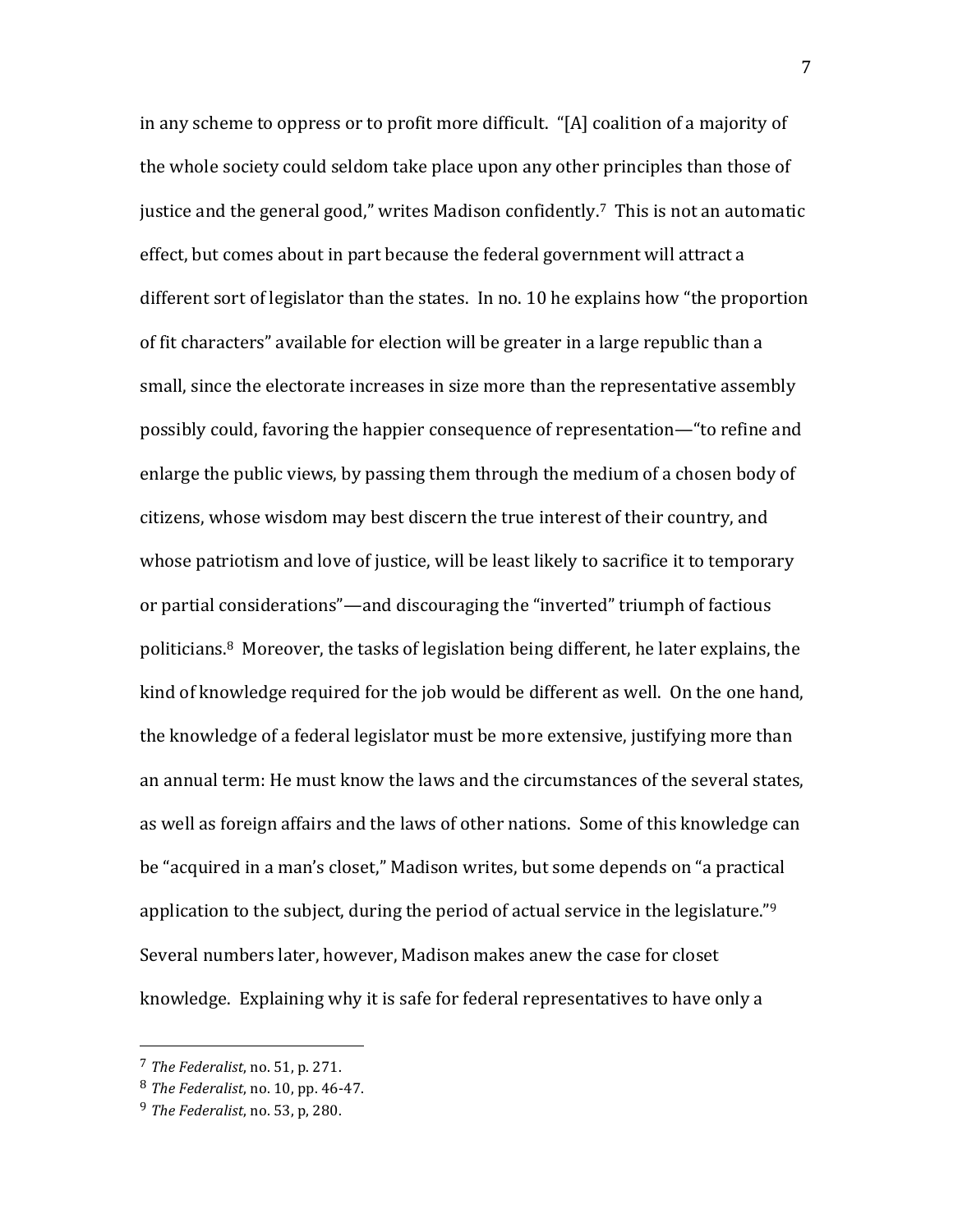in any scheme to oppress or to profit more difficult. "[A] coalition of a majority of the whole society could seldom take place upon any other principles than those of justice and the general good," writes Madison confidently.[7] This is not an automatic effect, but comes about in part because the federal government will attract a different sort of legislator than the states. In no. 10 he explains how "the proportion of fit characters" available for election will be greater in a large republic than a small, since the electorate increases in size more than the representative assembly possibly could, favoring the happier consequence of representation—"to refine and enlarge the public views, by passing them through the medium of a chosen body of citizens, whose wisdom may best discern the true interest of their country, and whose patriotism and love of justice, will be least likely to sacrifice it to temporary or partial considerations"—and discouraging the "inverted" triumph of factious politicians.[8] Moreover, the tasks of legislation being different, he later explains, the kind of knowledge required for the job would be different as well. On the one hand, the knowledge of a federal legislator must be more extensive, justifying more than an annual term: He must know the laws and the circumstances of the several states, as well as foreign affairs and the laws of other nations. Some of this knowledge can be "acquired in a man's closet," Madison writes, but some depends on "a practical application to the subject, during the period of actual service in the legislature."[9] Several numbers later, however, Madison makes anew the case for closet knowledge. Explaining why it is safe for federal representatives to have only a

---

[7] *The Federalist*, no. 51, p. 271.

[8] *The Federalist*, no. 10, pp. 46-47.

[9] *The Federalist*, no. 53, p, 280.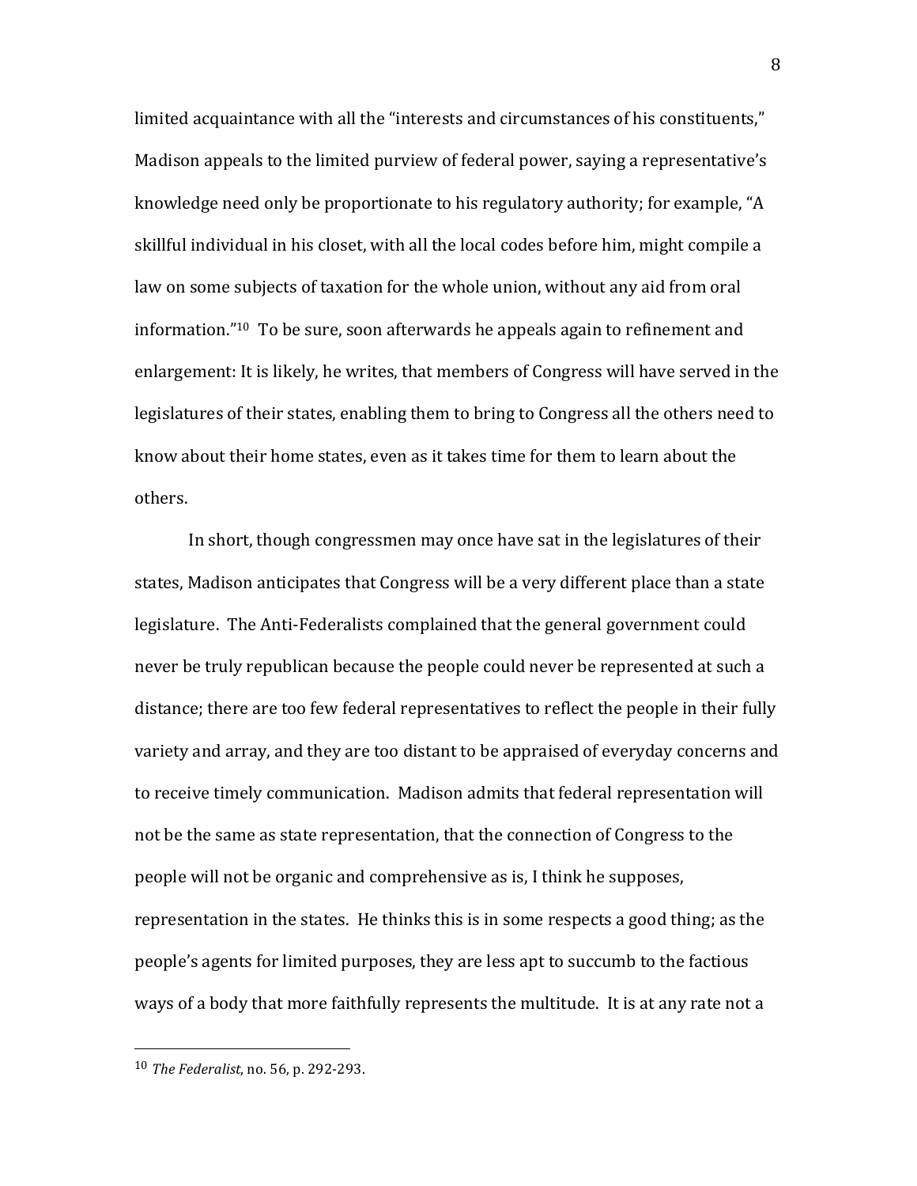limited acquaintance with all the "interests and circumstances of his constituents," Madison appeals to the limited purview of federal power, saying a representative's knowledge need only be proportionate to his regulatory authority; for example, "A skillful individual in his closet, with all the local codes before him, might compile a law on some subjects of taxation for the whole union, without any aid from oral information."[10] To be sure, soon afterwards he appeals again to refinement and enlargement: It is likely, he writes, that members of Congress will have served in the legislatures of their states, enabling them to bring to Congress all the others need to know about their home states, even as it takes time for them to learn about the others.

In short, though congressmen may once have sat in the legislatures of their states, Madison anticipates that Congress will be a very different place than a state legislature. The Anti-Federalists complained that the general government could never be truly republican because the people could never be represented at such a distance; there are too few federal representatives to reflect the people in their fully variety and array, and they are too distant to be appraised of everyday concerns and to receive timely communication. Madison admits that federal representation will not be the same as state representation, that the connection of Congress to the people will not be organic and comprehensive as is, I think he supposes, representation in the states. He thinks this is in some respects a good thing; as the people's agents for limited purposes, they are less apt to succumb to the factious ways of a body that more faithfully represents the multitude. It is at any rate not a

---

[10] *The Federalist*, no. 56, p. 292-293.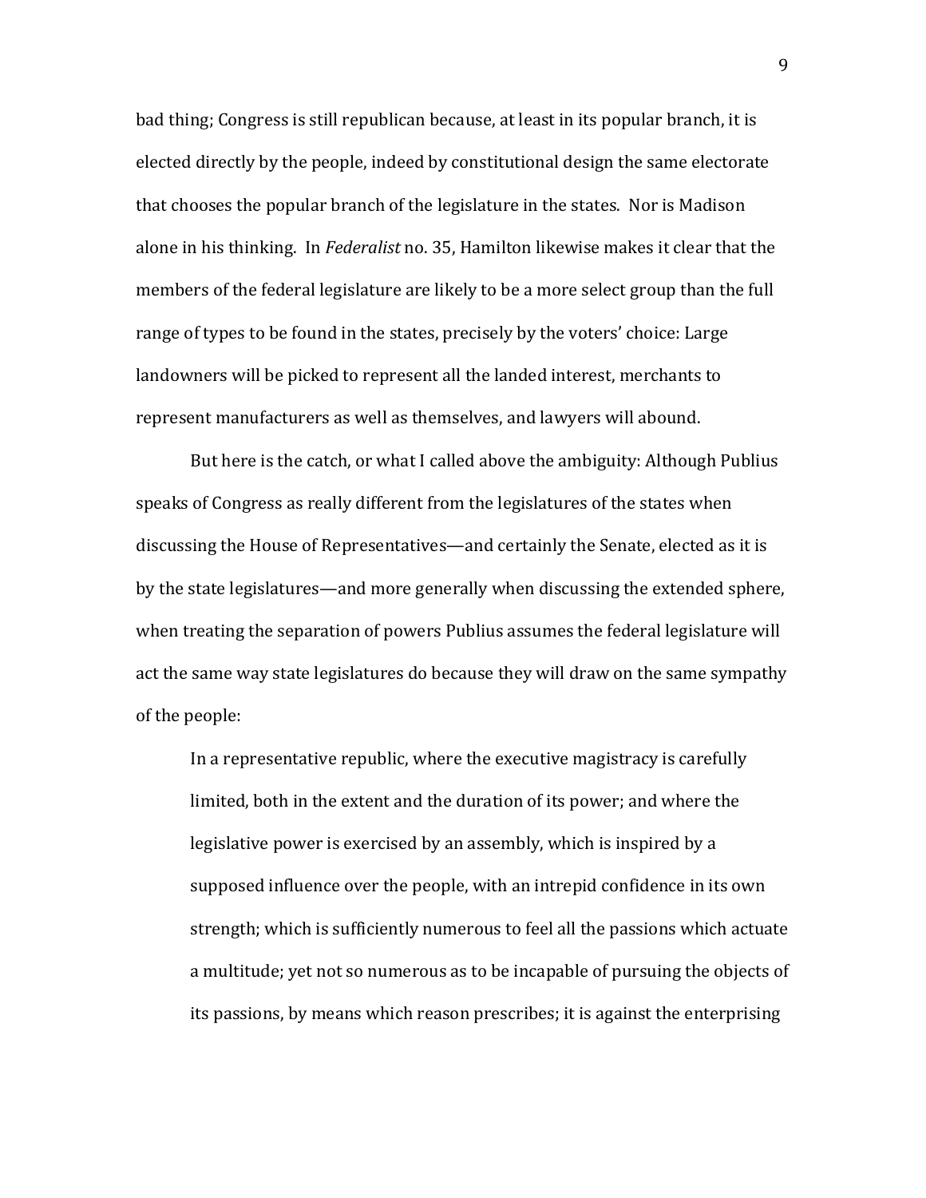bad thing; Congress is still republican because, at least in its popular branch, it is elected directly by the people, indeed by constitutional design the same electorate that chooses the popular branch of the legislature in the states. Nor is Madison alone in his thinking. In *Federalist* no. 35, Hamilton likewise makes it clear that the members of the federal legislature are likely to be a more select group than the full range of types to be found in the states, precisely by the voters' choice: Large landowners will be picked to represent all the landed interest, merchants to represent manufacturers as well as themselves, and lawyers will abound.

But here is the catch, or what I called above the ambiguity: Although Publius speaks of Congress as really different from the legislatures of the states when discussing the House of Representatives—and certainly the Senate, elected as it is by the state legislatures—and more generally when discussing the extended sphere, when treating the separation of powers Publius assumes the federal legislature will act the same way state legislatures do because they will draw on the same sympathy of the people:

> In a representative republic, where the executive magistracy is carefully limited, both in the extent and the duration of its power; and where the legislative power is exercised by an assembly, which is inspired by a supposed influence over the people, with an intrepid confidence in its own strength; which is sufficiently numerous to feel all the passions which actuate a multitude; yet not so numerous as to be incapable of pursuing the objects of its passions, by means which reason prescribes; it is against the enterprising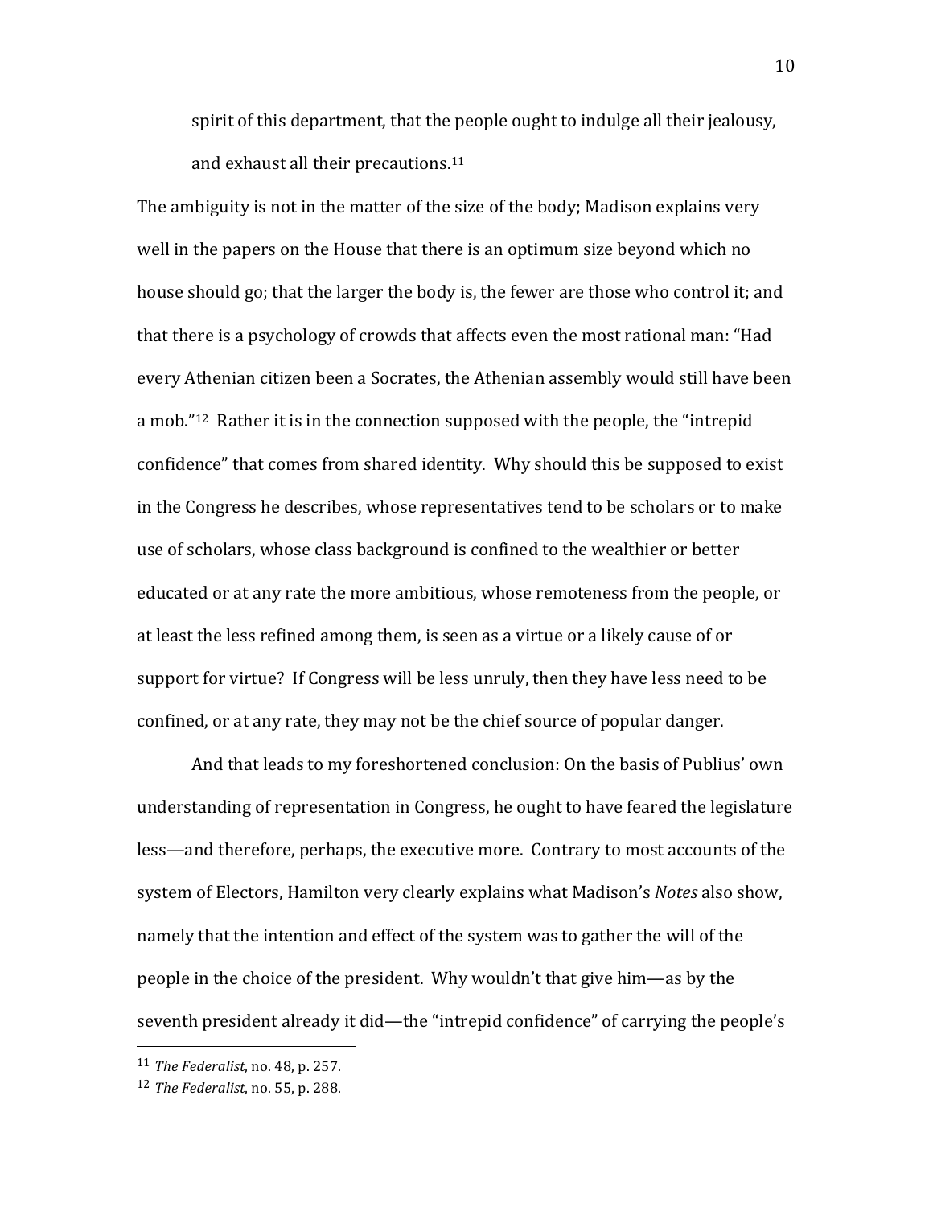> spirit of this department, that the people ought to indulge all their jealousy, and exhaust all their precautions.[11]

The ambiguity is not in the matter of the size of the body; Madison explains very well in the papers on the House that there is an optimum size beyond which no house should go; that the larger the body is, the fewer are those who control it; and that there is a psychology of crowds that affects even the most rational man: "Had every Athenian citizen been a Socrates, the Athenian assembly would still have been a mob."[12] Rather it is in the connection supposed with the people, the "intrepid confidence" that comes from shared identity. Why should this be supposed to exist in the Congress he describes, whose representatives tend to be scholars or to make use of scholars, whose class background is confined to the wealthier or better educated or at any rate the more ambitious, whose remoteness from the people, or at least the less refined among them, is seen as a virtue or a likely cause of or support for virtue? If Congress will be less unruly, then they have less need to be confined, or at any rate, they may not be the chief source of popular danger.

And that leads to my foreshortened conclusion: On the basis of Publius' own understanding of representation in Congress, he ought to have feared the legislature less—and therefore, perhaps, the executive more. Contrary to most accounts of the system of Electors, Hamilton very clearly explains what Madison's *Notes* also show, namely that the intention and effect of the system was to gather the will of the people in the choice of the president. Why wouldn't that give him—as by the seventh president already it did—the "intrepid confidence" of carrying the people's

---

[11] *The Federalist*, no. 48, p. 257.

[12] *The Federalist*, no. 55, p. 288.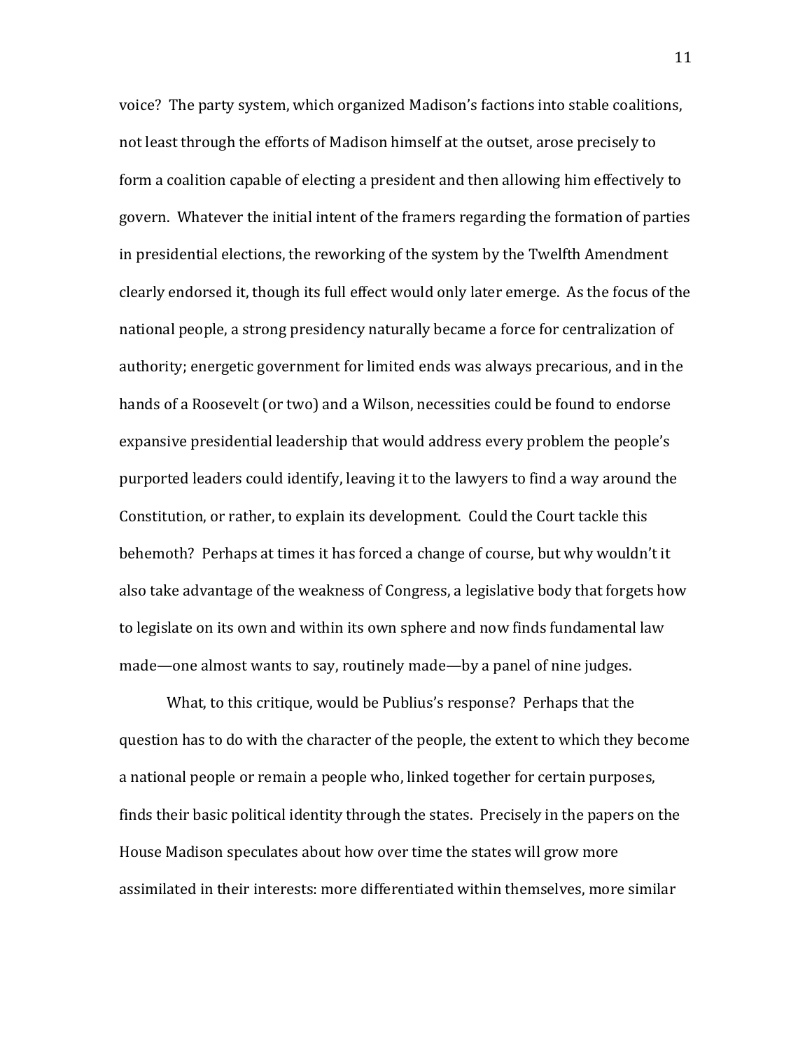voice? The party system, which organized Madison's factions into stable coalitions, not least through the efforts of Madison himself at the outset, arose precisely to form a coalition capable of electing a president and then allowing him effectively to govern. Whatever the initial intent of the framers regarding the formation of parties in presidential elections, the reworking of the system by the Twelfth Amendment clearly endorsed it, though its full effect would only later emerge. As the focus of the national people, a strong presidency naturally became a force for centralization of authority; energetic government for limited ends was always precarious, and in the hands of a Roosevelt (or two) and a Wilson, necessities could be found to endorse expansive presidential leadership that would address every problem the people's purported leaders could identify, leaving it to the lawyers to find a way around the Constitution, or rather, to explain its development. Could the Court tackle this behemoth? Perhaps at times it has forced a change of course, but why wouldn't it also take advantage of the weakness of Congress, a legislative body that forgets how to legislate on its own and within its own sphere and now finds fundamental law made—one almost wants to say, routinely made—by a panel of nine judges.

What, to this critique, would be Publius's response? Perhaps that the question has to do with the character of the people, the extent to which they become a national people or remain a people who, linked together for certain purposes, finds their basic political identity through the states. Precisely in the papers on the House Madison speculates about how over time the states will grow more assimilated in their interests: more differentiated within themselves, more similar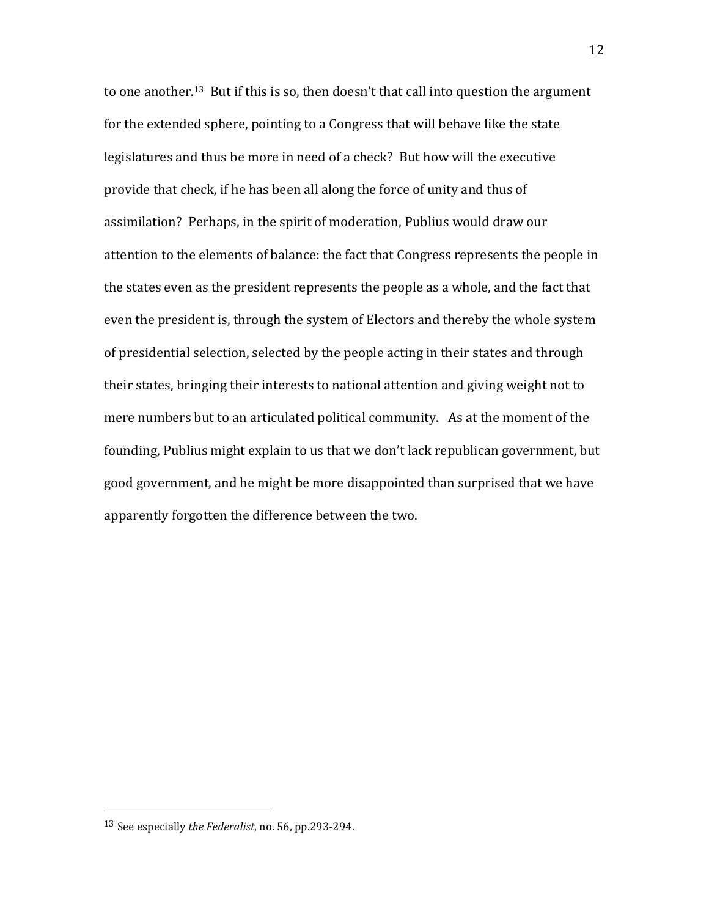to one another.[13] But if this is so, then doesn't that call into question the argument for the extended sphere, pointing to a Congress that will behave like the state legislatures and thus be more in need of a check? But how will the executive provide that check, if he has been all along the force of unity and thus of assimilation? Perhaps, in the spirit of moderation, Publius would draw our attention to the elements of balance: the fact that Congress represents the people in the states even as the president represents the people as a whole, and the fact that even the president is, through the system of Electors and thereby the whole system of presidential selection, selected by the people acting in their states and through their states, bringing their interests to national attention and giving weight not to mere numbers but to an articulated political community. As at the moment of the founding, Publius might explain to us that we don't lack republican government, but good government, and he might be more disappointed than surprised that we have apparently forgotten the difference between the two.

[13] See especially *the Federalist*, no. 56, pp.293-294.